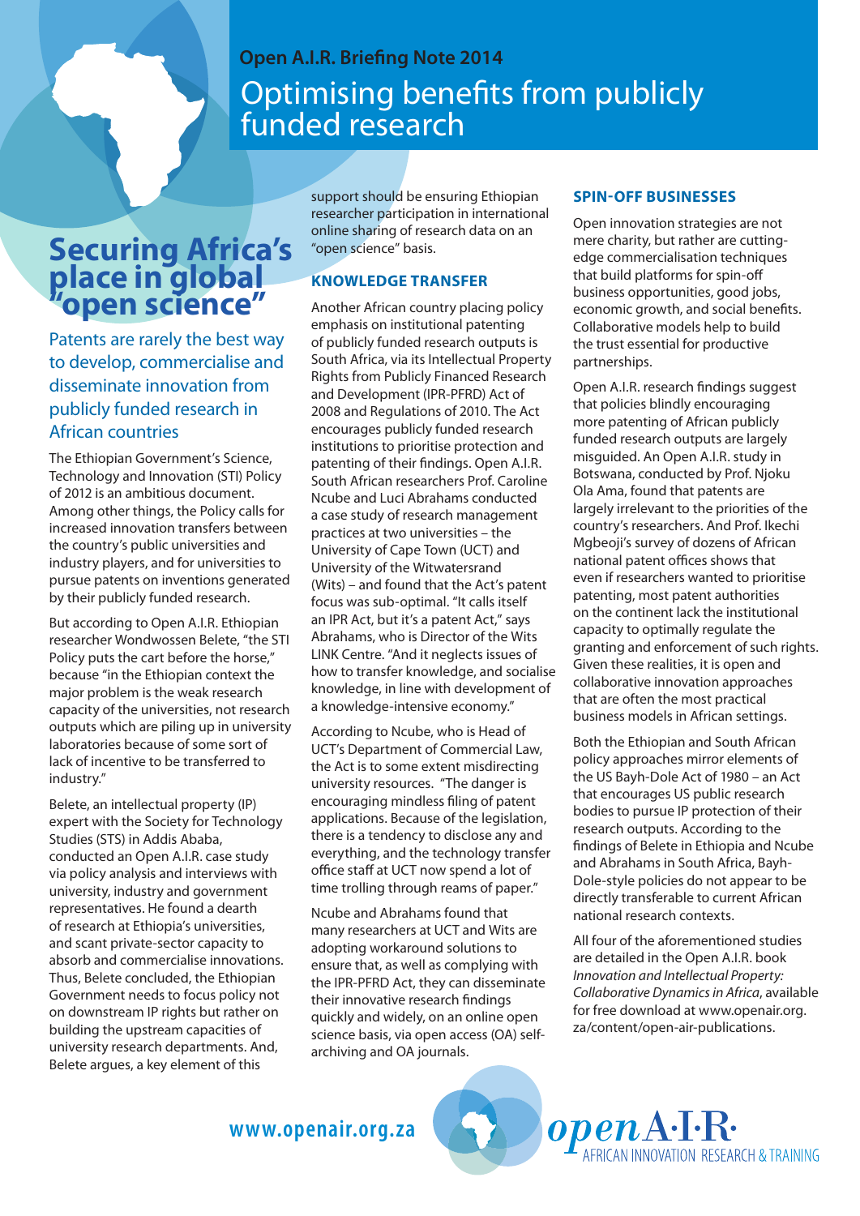**Open A.I.R. Briefing Note 2014**

# Optimising benefits from publicly funded research

## Securing Africa's place in global "open science"

### Patents are rarely the best way to develop, commercialise and disseminate innovation from publicly funded research in African countries

The Ethiopian Government's Science, Technology and Innovation (STI) Policy of 2012 is an ambitious document. Among other things, the Policy calls for increased innovation transfers between the country's public universities and industry players, and for universities to pursue patents on inventions generated by their publicly funded research.

But according to Open A.I.R. Ethiopian researcher Wondwossen Belete, "the STI Policy puts the cart before the horse," because "in the Ethiopian context the major problem is the weak research capacity of the universities, not research outputs which are piling up in university laboratories because of some sort of lack of incentive to be transferred to industry."

Belete, an intellectual property (IP) expert with the Society for Technology Studies (STS) in Addis Ababa, conducted an Open A.I.R. case study via policy analysis and interviews with university, industry and government representatives. He found a dearth of research at Ethiopia's universities, and scant private-sector capacity to absorb and commercialise innovations. Thus, Belete concluded, the Ethiopian Government needs to focus policy not on downstream IP rights but rather on building the upstream capacities of university research departments. And, Belete argues, a key element of this support should be ensuring Ethiopian researcher participation in international online sharing of research data on an "open science" basis.

### KNOWLEDGE TRANSFER

Another African country placing policy emphasis on institutional patenting of publicly funded research outputs is South Africa, via its Intellectual Property Rights from Publicly Financed Research and Development (IPR-PFRD) Act of 2008 and Regulations of 2010. The Act encourages publicly funded research institutions to prioritise protection and patenting of their findings. Open A.I.R. South African researchers Prof. Caroline Ncube and Luci Abrahams conducted a case study of research management practices at two universities – the University of Cape Town (UCT) and University of the Witwatersrand (Wits) – and found that the Act's patent focus was sub-optimal. "It calls itself an IPR Act, but it's a patent Act," says Abrahams, who is Director of the Wits LINK Centre. "And it neglects issues of how to transfer knowledge, and socialise knowledge, in line with development of a knowledge-intensive economy."

According to Ncube, who is Head of UCT's Department of Commercial Law, the Act is to some extent misdirecting university resources. "The danger is encouraging mindless filing of patent applications. Because of the legislation, there is a tendency to disclose any and everything, and the technology transfer office staff at UCT now spend a lot of time trolling through reams of paper."

Ncube and Abrahams found that many researchers at UCT and Wits are adopting workaround solutions to ensure that, as well as complying with the IPR-PFRD Act, they can disseminate their innovative research findings quickly and widely, on an online open science basis, via open access (OA) self-archiving and OA journals.

### SPIN-OFF BUSINESSES

Open innovation strategies are not mere charity, but rather are cutting-edge commercialisation techniques that build platforms for spin-off business opportunities, good jobs, economic growth, and social benefits. Collaborative models help to build the trust essential for productive partnerships.

Open A.I.R. research findings suggest that policies blindly encouraging more patenting of African publicly funded research outputs are largely misguided. An Open A.I.R. study in Botswana, conducted by Prof. Njoku Ola Ama, found that patents are largely irrelevant to the priorities of the country's researchers. And Prof. Ikechi Mgbeoji's survey of dozens of African national patent offices shows that even if researchers wanted to prioritise patenting, most patent authorities on the continent lack the institutional capacity to optimally regulate the granting and enforcement of such rights. Given these realities, it is open and collaborative innovation approaches that are often the most practical business models in African settings.

Both the Ethiopian and South African policy approaches mirror elements of the US Bayh-Dole Act of 1980 – an Act that encourages US public research bodies to pursue IP protection of their research outputs. According to the findings of Belete in Ethiopia and Ncube and Abrahams in South Africa, Bayh-Dole-style policies do not appear to be directly transferable to current African national research contexts.

All four of the aforementioned studies are detailed in the Open A.I.R. book *Innovation and Intellectual Property: Collaborative Dynamics in Africa*, available for free download at www.openair.org.za/content/open-air-publications.

**www.openair.org.za**

open A·I·R· AFRICAN INNOVATION RESEARCH & TRAINING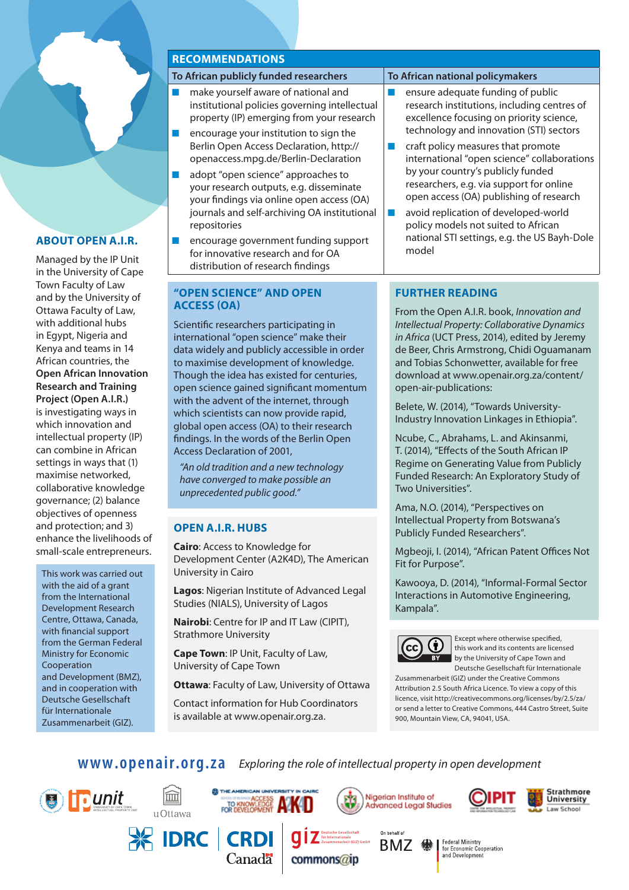## ABOUT OPEN A.I.R.

Managed by the IP Unit in the University of Cape Town Faculty of Law and by the University of Ottawa Faculty of Law, with additional hubs in Egypt, Nigeria and Kenya and teams in 14 African countries, the **Open African Innovation Research and Training Project (Open A.I.R.)** is investigating ways in which innovation and intellectual property (IP) can combine in African settings in ways that (1) maximise networked, collaborative knowledge governance; (2) balance objectives of openness and protection; and 3) enhance the livelihoods of small-scale entrepreneurs.

This work was carried out with the aid of a grant from the International Development Research Centre, Ottawa, Canada, with financial support from the German Federal Ministry for Economic Cooperation and Development (BMZ), and in cooperation with Deutsche Gesellschaft für Internationale Zusammenarbeit (GIZ).

## RECOMMENDATIONS

### To African publicly funded researchers

- make yourself aware of national and institutional policies governing intellectual property (IP) emerging from your research
- encourage your institution to sign the Berlin Open Access Declaration, http://openaccess.mpg.de/Berlin-Declaration
- adopt "open science" approaches to your research outputs, e.g. disseminate your findings via online open access (OA) journals and self-archiving OA institutional repositories
- encourage government funding support for innovative research and for OA distribution of research findings

### To African national policymakers

- ensure adequate funding of public research institutions, including centres of excellence focusing on priority science, technology and innovation (STI) sectors
- craft policy measures that promote international "open science" collaborations by your country's publicly funded researchers, e.g. via support for online open access (OA) publishing of research
- avoid replication of developed-world policy models not suited to African national STI settings, e.g. the US Bayh-Dole model

## "OPEN SCIENCE" AND OPEN ACCESS (OA)

Scientific researchers participating in international "open science" make their data widely and publicly accessible in order to maximise development of knowledge. Though the idea has existed for centuries, open science gained significant momentum with the advent of the internet, through which scientists can now provide rapid, global open access (OA) to their research findings. In the words of the Berlin Open Access Declaration of 2001,

*"An old tradition and a new technology have converged to make possible an unprecedented public good."*

## OPEN A.I.R. HUBS

**Cairo**: Access to Knowledge for Development Center (A2K4D), The American University in Cairo

**Lagos**: Nigerian Institute of Advanced Legal Studies (NIALS), University of Lagos

**Nairobi**: Centre for IP and IT Law (CIPIT), Strathmore University

**Cape Town**: IP Unit, Faculty of Law, University of Cape Town

**Ottawa**: Faculty of Law, University of Ottawa

Contact information for Hub Coordinators is available at www.openair.org.za.

## FURTHER READING

From the Open A.I.R. book, *Innovation and Intellectual Property: Collaborative Dynamics in Africa* (UCT Press, 2014), edited by Jeremy de Beer, Chris Armstrong, Chidi Oguamanam and Tobias Schonwetter, available for free download at www.openair.org.za/content/open-air-publications:

Belete, W. (2014), "Towards University-Industry Innovation Linkages in Ethiopia".

Ncube, C., Abrahams, L. and Akinsanmi, T. (2014), "Effects of the South African IP Regime on Generating Value from Publicly Funded Research: An Exploratory Study of Two Universities".

Ama, N.O. (2014), "Perspectives on Intellectual Property from Botswana's Publicly Funded Researchers".

Mgbeoji, I. (2014), "African Patent Offices Not Fit for Purpose".

Kawooya, D. (2014), "Informal-Formal Sector Interactions in Automotive Engineering, Kampala".

Except where otherwise specified, this work and its contents are licensed by the University of Cape Town and Deutsche Gesellschaft für Internationale Zusammenarbeit (GIZ) under the Creative Commons Attribution 2.5 South Africa Licence. To view a copy of this licence, visit http://creativecommons.org/licenses/by/2.5/za/ or send a letter to Creative Commons, 444 Castro Street, Suite 900, Mountain View, CA, 94041, USA.

**www.openair.org.za** *Exploring the role of intellectual property in open development*